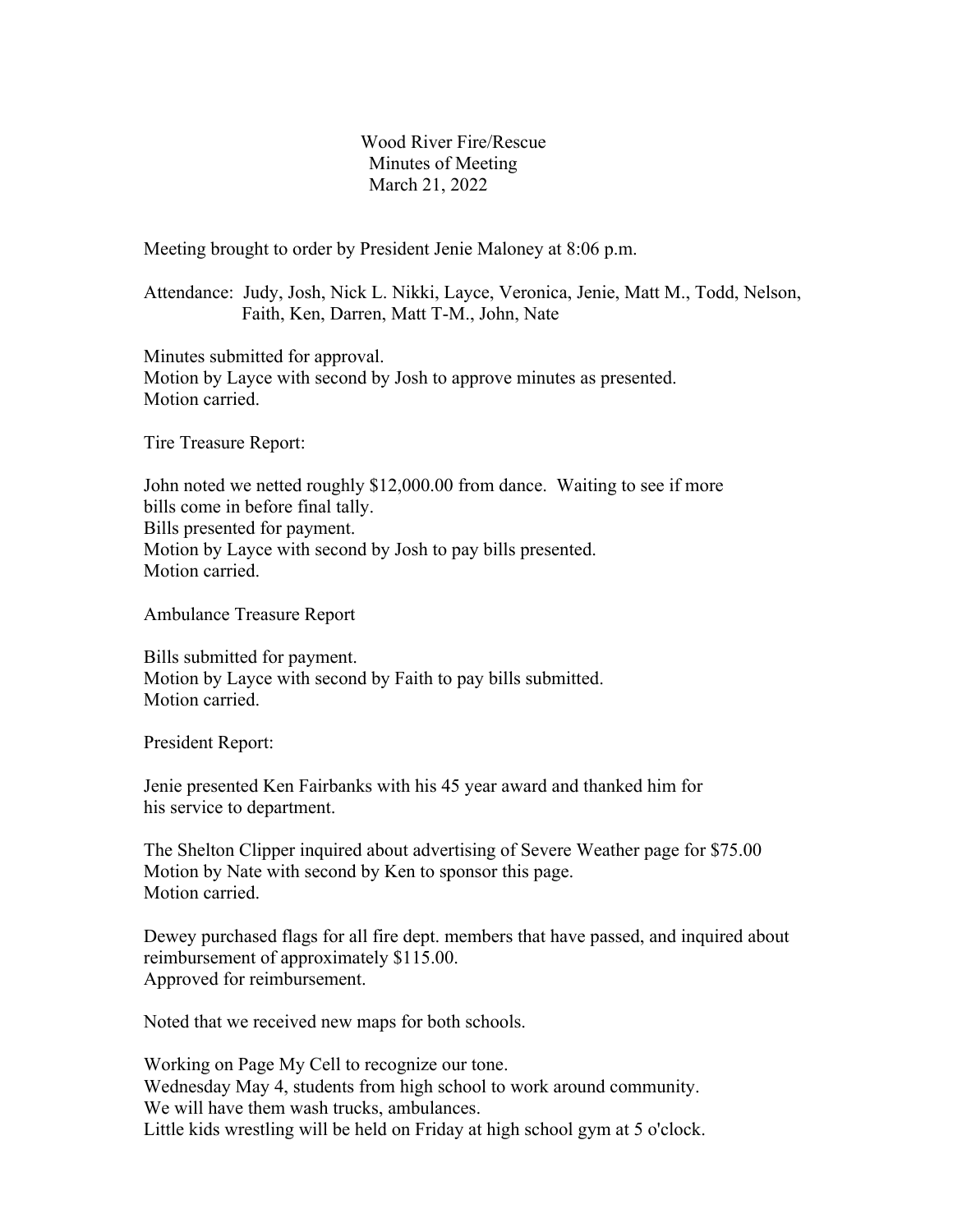# Wood River Fire/Rescue
## Minutes of Meeting
### March 21, 2022

Meeting brought to order by President Jenie Maloney at 8:06 p.m.

Attendance: Judy, Josh, Nick L. Nikki, Layce, Veronica, Jenie, Matt M., Todd, Nelson, Faith, Ken, Darren, Matt T-M., John, Nate

Minutes submitted for approval.
Motion by Layce with second by Josh to approve minutes as presented.
Motion carried.

Tire Treasure Report:

John noted we netted roughly $12,000.00 from dance. Waiting to see if more bills come in before final tally.
Bills presented for payment.
Motion by Layce with second by Josh to pay bills presented.
Motion carried.

Ambulance Treasure Report

Bills submitted for payment.
Motion by Layce with second by Faith to pay bills submitted.
Motion carried.

President Report:

Jenie presented Ken Fairbanks with his 45 year award and thanked him for his service to department.

The Shelton Clipper inquired about advertising of Severe Weather page for $75.00
Motion by Nate with second by Ken to sponsor this page.
Motion carried.

Dewey purchased flags for all fire dept. members that have passed, and inquired about reimbursement of approximately $115.00.
Approved for reimbursement.

Noted that we received new maps for both schools.

Working on Page My Cell to recognize our tone.
Wednesday May 4, students from high school to work around community.
We will have them wash trucks, ambulances.
Little kids wrestling will be held on Friday at high school gym at 5 o'clock.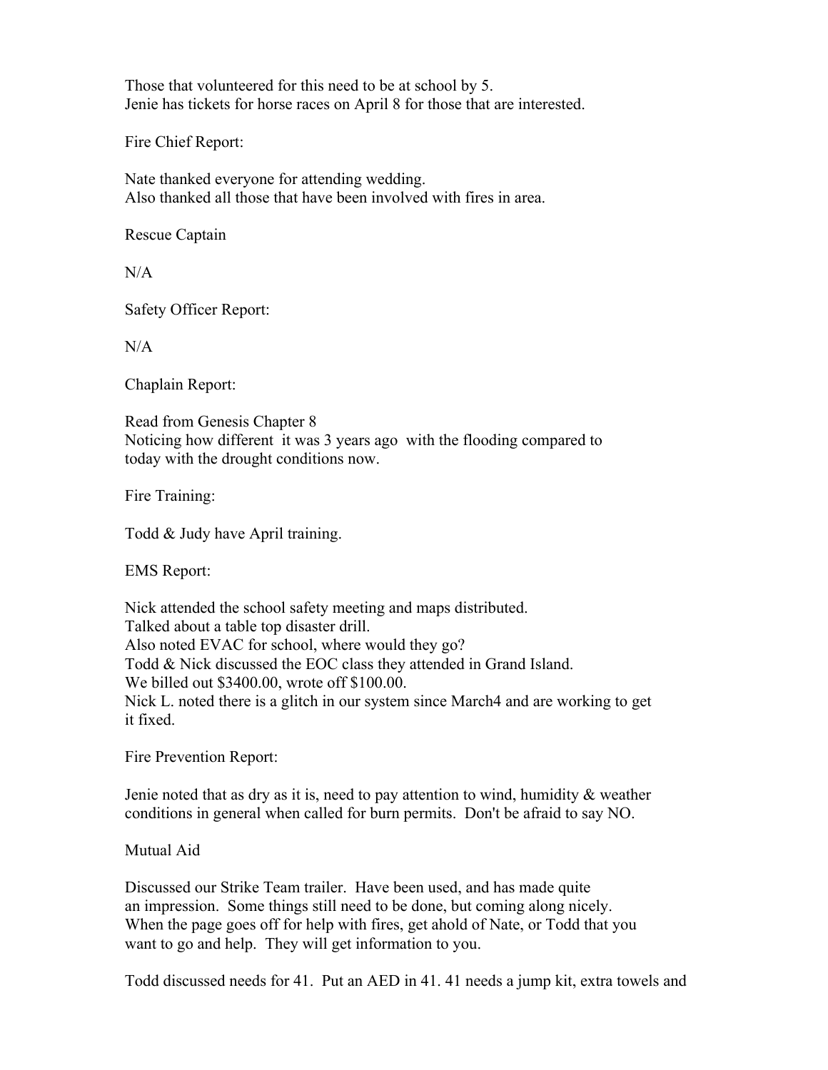Those that volunteered for this need to be at school by 5.
Jenie has tickets for horse races on April 8 for those that are interested.

Fire Chief Report:

Nate thanked everyone for attending wedding.
Also thanked all those that have been involved with fires in area.

Rescue Captain

N/A

Safety Officer Report:

N/A

Chaplain Report:

Read from Genesis Chapter 8
Noticing how different it was 3 years ago with the flooding compared to today with the drought conditions now.

Fire Training:

Todd & Judy have April training.

EMS Report:

Nick attended the school safety meeting and maps distributed.
Talked about a table top disaster drill.
Also noted EVAC for school, where would they go?
Todd & Nick discussed the EOC class they attended in Grand Island.
We billed out $3400.00, wrote off $100.00.
Nick L. noted there is a glitch in our system since March4 and are working to get it fixed.

Fire Prevention Report:

Jenie noted that as dry as it is, need to pay attention to wind, humidity & weather conditions in general when called for burn permits. Don't be afraid to say NO.

Mutual Aid

Discussed our Strike Team trailer. Have been used, and has made quite an impression. Some things still need to be done, but coming along nicely. When the page goes off for help with fires, get ahold of Nate, or Todd that you want to go and help. They will get information to you.

Todd discussed needs for 41. Put an AED in 41. 41 needs a jump kit, extra towels and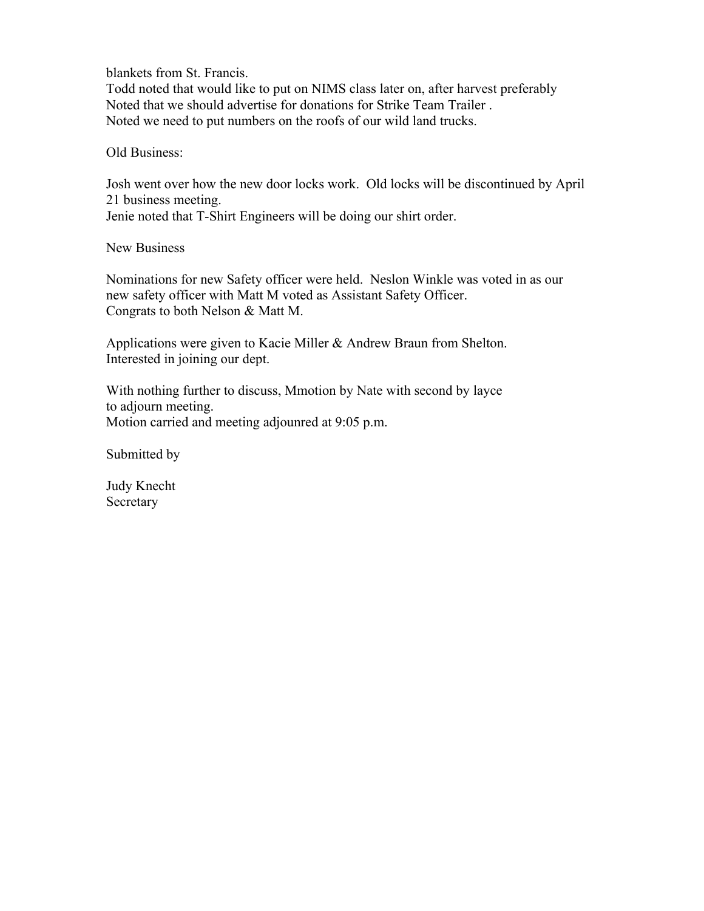blankets from St. Francis.
Todd noted that would like to put on NIMS class later on, after harvest preferably
Noted that we should advertise for donations for Strike Team Trailer .
Noted we need to put numbers on the roofs of our wild land trucks.

Old Business:

Josh went over how the new door locks work. Old locks will be discontinued by April 21 business meeting.
Jenie noted that T-Shirt Engineers will be doing our shirt order.

New Business

Nominations for new Safety officer were held. Neslon Winkle was voted in as our new safety officer with Matt M voted as Assistant Safety Officer.
Congrats to both Nelson & Matt M.

Applications were given to Kacie Miller & Andrew Braun from Shelton.
Interested in joining our dept.

With nothing further to discuss, Mmotion by Nate with second by layce to adjourn meeting.
Motion carried and meeting adjounred at 9:05 p.m.

Submitted by

Judy Knecht
Secretary